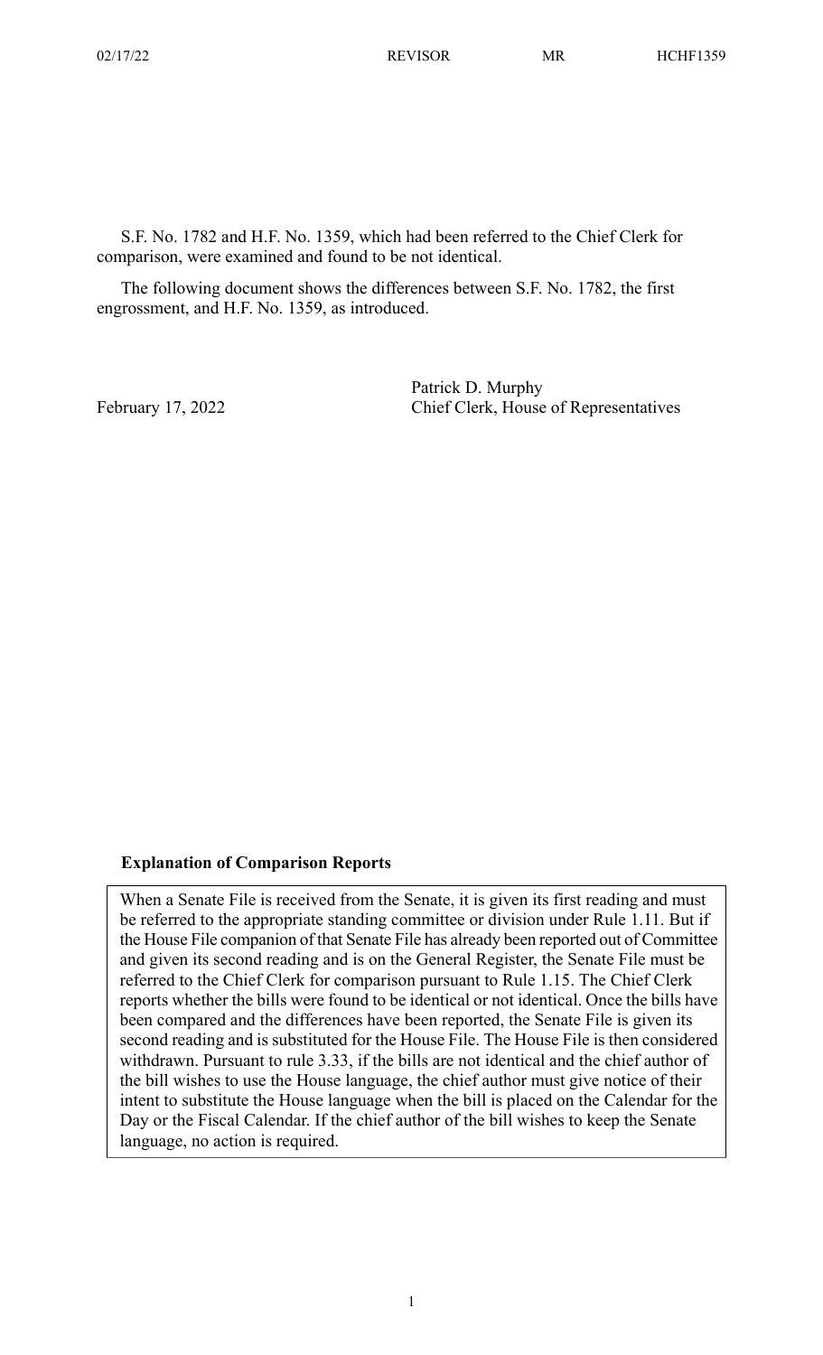S.F. No. 1782 and H.F. No. 1359, which had been referred to the Chief Clerk for comparison, were examined and found to be not identical.

The following document shows the differences between S.F. No. 1782, the first engrossment, and H.F. No. 1359, as introduced.

Patrick D. Murphy
Chief Clerk, House of Representatives

February 17, 2022

**Explanation of Comparison Reports**

When a Senate File is received from the Senate, it is given its first reading and must be referred to the appropriate standing committee or division under Rule 1.11. But if the House File companion of that Senate File has already been reported out of Committee and given its second reading and is on the General Register, the Senate File must be referred to the Chief Clerk for comparison pursuant to Rule 1.15. The Chief Clerk reports whether the bills were found to be identical or not identical. Once the bills have been compared and the differences have been reported, the Senate File is given its second reading and is substituted for the House File. The House File is then considered withdrawn. Pursuant to rule 3.33, if the bills are not identical and the chief author of the bill wishes to use the House language, the chief author must give notice of their intent to substitute the House language when the bill is placed on the Calendar for the Day or the Fiscal Calendar. If the chief author of the bill wishes to keep the Senate language, no action is required.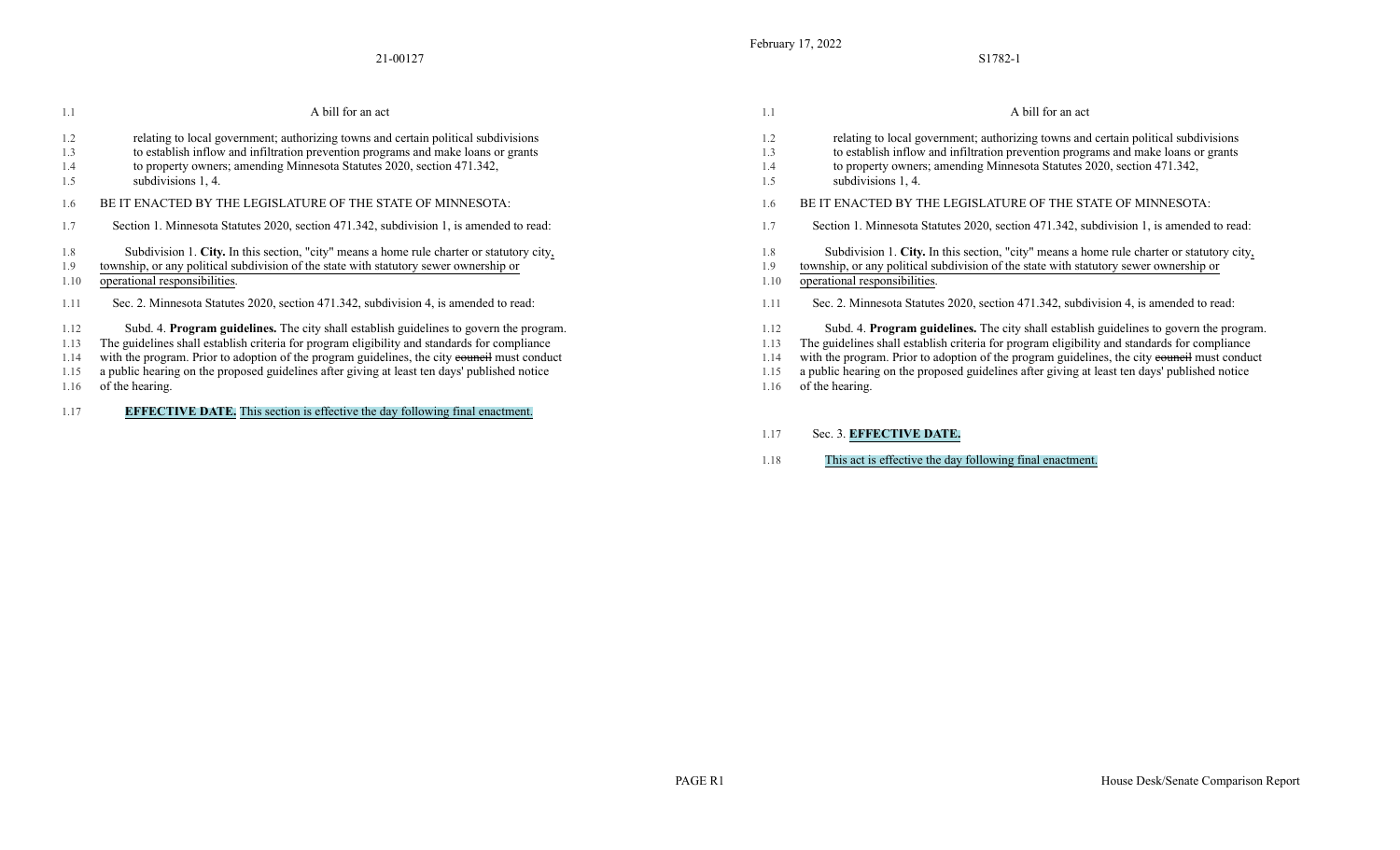## 21-00127

1.1 A bill for an act

1.2 relating to local government; authorizing towns and certain political subdivisions
1.3 to establish inflow and infiltration prevention programs and make loans or grants
1.4 to property owners; amending Minnesota Statutes 2020, section 471.342,
1.5 subdivisions 1, 4.

1.6 BE IT ENACTED BY THE LEGISLATURE OF THE STATE OF MINNESOTA:

1.7 Section 1. Minnesota Statutes 2020, section 471.342, subdivision 1, is amended to read:

1.8 Subdivision 1. **City.** In this section, "city" means a home rule charter or statutory city,
1.9 township, or any political subdivision of the state with statutory sewer ownership or
1.10 operational responsibilities.

1.11 Sec. 2. Minnesota Statutes 2020, section 471.342, subdivision 4, is amended to read:

1.12 Subd. 4. **Program guidelines.** The city shall establish guidelines to govern the program.
1.13 The guidelines shall establish criteria for program eligibility and standards for compliance
1.14 with the program. Prior to adoption of the program guidelines, the city ~~council~~ must conduct
1.15 a public hearing on the proposed guidelines after giving at least ten days' published notice
1.16 of the hearing.

1.17 **EFFECTIVE DATE.** This section is effective the day following final enactment.

## S1782-1

1.1 A bill for an act

1.2 relating to local government; authorizing towns and certain political subdivisions
1.3 to establish inflow and infiltration prevention programs and make loans or grants
1.4 to property owners; amending Minnesota Statutes 2020, section 471.342,
1.5 subdivisions 1, 4.

1.6 BE IT ENACTED BY THE LEGISLATURE OF THE STATE OF MINNESOTA:

1.7 Section 1. Minnesota Statutes 2020, section 471.342, subdivision 1, is amended to read:

1.8 Subdivision 1. **City.** In this section, "city" means a home rule charter or statutory city,
1.9 township, or any political subdivision of the state with statutory sewer ownership or
1.10 operational responsibilities.

1.11 Sec. 2. Minnesota Statutes 2020, section 471.342, subdivision 4, is amended to read:

1.12 Subd. 4. **Program guidelines.** The city shall establish guidelines to govern the program.
1.13 The guidelines shall establish criteria for program eligibility and standards for compliance
1.14 with the program. Prior to adoption of the program guidelines, the city ~~council~~ must conduct
1.15 a public hearing on the proposed guidelines after giving at least ten days' published notice
1.16 of the hearing.

1.17 Sec. 3. **EFFECTIVE DATE.**

1.18 This act is effective the day following final enactment.